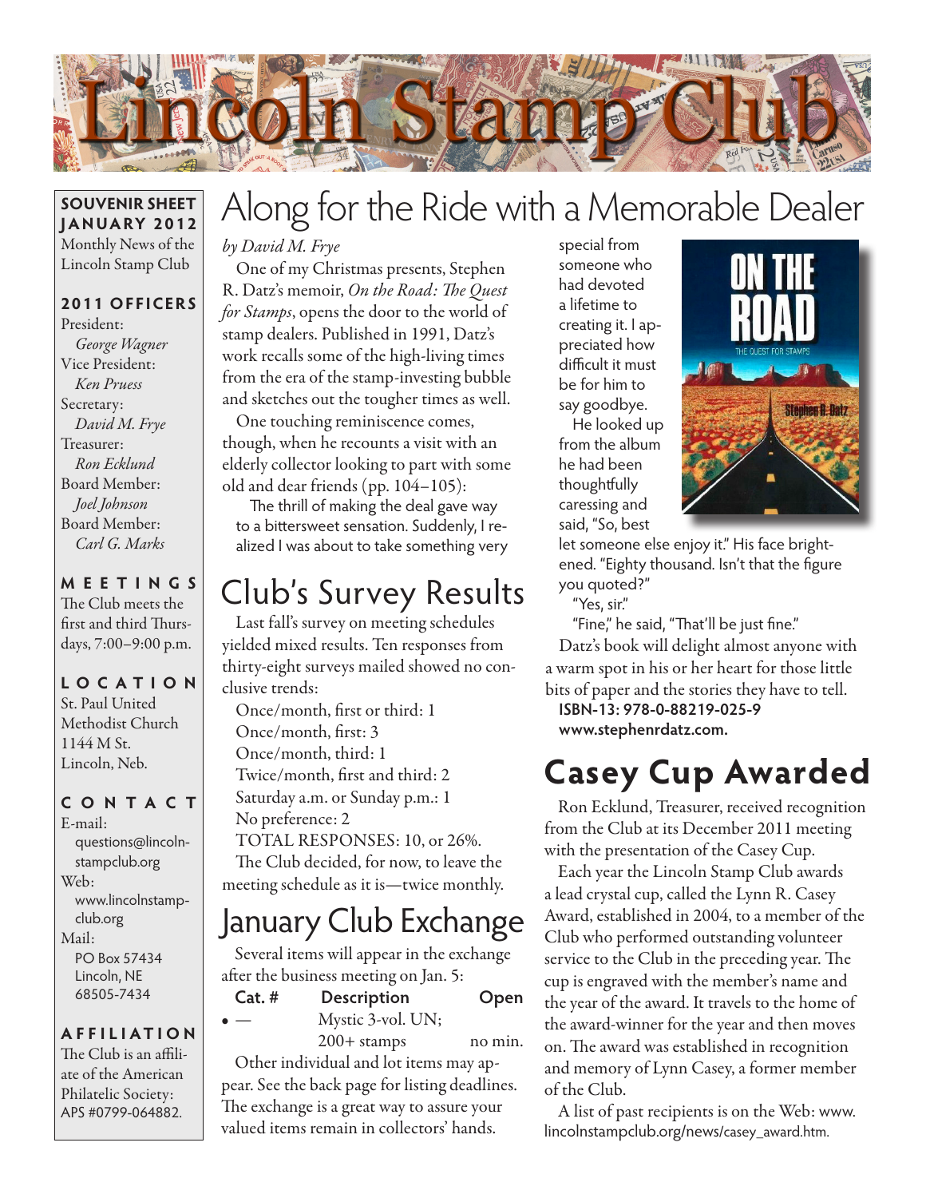# Lincoln Stamp Club

**SOUVENIR SHEET**
**JANUARY 2012**
Monthly News of the Lincoln Stamp Club

**2011 OFFICERS**

President:
*George Wagner*
Vice President:
*Ken Pruess*
Secretary:
*David M. Frye*
Treasurer:
*Ron Ecklund*
Board Member:
*Joel Johnson*
Board Member:
*Carl G. Marks*

**MEETINGS**

The Club meets the first and third Thursdays, 7:00–9:00 p.m.

**LOCATION**

St. Paul United Methodist Church
1144 M St.
Lincoln, Neb.

**CONTACT**

E-mail:
questions@lincolnstampclub.org
Web:
www.lincolnstampclub.org
Mail:
PO Box 57434
Lincoln, NE
68505-7434

**AFFILIATION**

The Club is an affiliate of the American Philatelic Society: APS #0799-064882.

## Along for the Ride with a Memorable Dealer

*by David M. Frye*

One of my Christmas presents, Stephen R. Datz's memoir, *On the Road: The Quest for Stamps*, opens the door to the world of stamp dealers. Published in 1991, Datz's work recalls some of the high-living times from the era of the stamp-investing bubble and sketches out the tougher times as well.

One touching reminiscence comes, though, when he recounts a visit with an elderly collector looking to part with some old and dear friends (pp. 104–105):

> The thrill of making the deal gave way to a bittersweet sensation. Suddenly, I realized I was about to take something very special from someone who had devoted a lifetime to creating it. I appreciated how difficult it must be for him to say goodbye.
>
> He looked up from the album he had been thoughtfully caressing and said, "So, best let someone else enjoy it." His face brightened. "Eighty thousand. Isn't that the figure you quoted?"
>
> "Yes, sir."
>
> "Fine," he said, "That'll be just fine."

Datz's book will delight almost anyone with a warm spot in his or her heart for those little bits of paper and the stories they have to tell.

**ISBN-13: 978-0-88219-025-9**
**www.stephenrdatz.com.**

## Club's Survey Results

Last fall's survey on meeting schedules yielded mixed results. Ten responses from thirty-eight surveys mailed showed no conclusive trends:

Once/month, first or third: 1
Once/month, first: 3
Once/month, third: 1
Twice/month, first and third: 2
Saturday a.m. or Sunday p.m.: 1
No preference: 2
TOTAL RESPONSES: 10, or 26%.

The Club decided, for now, to leave the meeting schedule as it is—twice monthly.

## January Club Exchange

Several items will appear in the exchange after the business meeting on Jan. 5:

| Cat. # | Description | Open |
|---|---|---|
| • — | Mystic 3-vol. UN; 200+ stamps | no min. |

Other individual and lot items may appear. See the back page for listing deadlines. The exchange is a great way to assure your valued items remain in collectors' hands.

## Casey Cup Awarded

Ron Ecklund, Treasurer, received recognition from the Club at its December 2011 meeting with the presentation of the Casey Cup.

Each year the Lincoln Stamp Club awards a lead crystal cup, called the Lynn R. Casey Award, established in 2004, to a member of the Club who performed outstanding volunteer service to the Club in the preceding year. The cup is engraved with the member's name and the year of the award. It travels to the home of the award-winner for the year and then moves on. The award was established in recognition and memory of Lynn Casey, a former member of the Club.

A list of past recipients is on the Web: www.lincolnstampclub.org/news/casey_award.htm.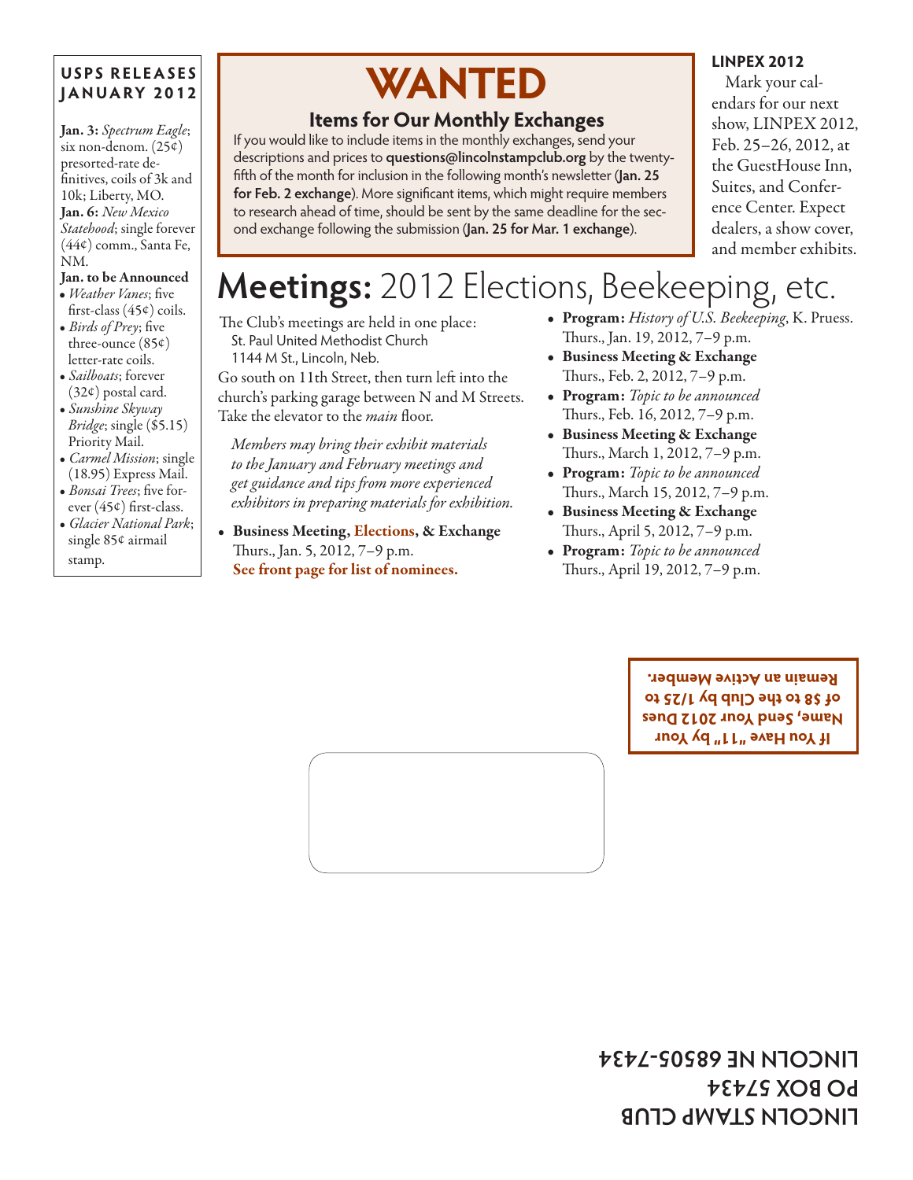## USPS RELEASES JANUARY 2012

**Jan. 3:** *Spectrum Eagle*; six non-denom. (25¢) presorted-rate definitives, coils of 3k and 10k; Liberty, MO.

**Jan. 6:** *New Mexico Statehood*; single forever (44¢) comm., Santa Fe, NM.

**Jan. to be Announced**

- *Weather Vanes*; five first-class (45¢) coils.
- *Birds of Prey*; five three-ounce (85¢) letter-rate coils.
- *Sailboats*; forever (32¢) postal card.
- *Sunshine Skyway Bridge*; single ($5.15) Priority Mail.
- *Carmel Mission*; single (18.95) Express Mail.
- *Bonsai Trees*; five forever (45¢) first-class.
- *Glacier National Park*; single 85¢ airmail stamp.

# WANTED

## Items for Our Monthly Exchanges

If you would like to include items in the monthly exchanges, send your descriptions and prices to **questions@lincolnstampclub.org** by the twenty-fifth of the month for inclusion in the following month's newsletter (**Jan. 25 for Feb. 2 exchange**). More significant items, which might require members to research ahead of time, should be sent by the same deadline for the second exchange following the submission (**Jan. 25 for Mar. 1 exchange**).

## LINPEX 2012

Mark your calendars for our next show, LINPEX 2012, Feb. 25–26, 2012, at the GuestHouse Inn, Suites, and Conference Center. Expect dealers, a show cover, and member exhibits.

# Meetings: 2012 Elections, Beekeeping, etc.

The Club's meetings are held in one place:
St. Paul United Methodist Church
1144 M St., Lincoln, Neb.

Go south on 11th Street, then turn left into the church's parking garage between N and M Streets. Take the elevator to the *main* floor.

*Members may bring their exhibit materials to the January and February meetings and get guidance and tips from more experienced exhibitors in preparing materials for exhibition.*

- **Business Meeting, Elections, & Exchange**
  Thurs., Jan. 5, 2012, 7–9 p.m.
  **See front page for list of nominees.**
- **Program:** *History of U.S. Beekeeping*, K. Pruess.
  Thurs., Jan. 19, 2012, 7–9 p.m.
- **Business Meeting & Exchange**
  Thurs., Feb. 2, 2012, 7–9 p.m.
- **Program:** *Topic to be announced*
  Thurs., Feb. 16, 2012, 7–9 p.m.
- **Business Meeting & Exchange**
  Thurs., March 1, 2012, 7–9 p.m.
- **Program:** *Topic to be announced*
  Thurs., March 15, 2012, 7–9 p.m.
- **Business Meeting & Exchange**
  Thurs., April 5, 2012, 7–9 p.m.
- **Program:** *Topic to be announced*
  Thurs., April 19, 2012, 7–9 p.m.

**If You Have "11" by Your Name, Send Your 2012 Dues of $8 to the Club by 1/25 to Remain an Active Member.**

**LINCOLN STAMP CLUB**
**PO BOX 57434**
**LINCOLN NE 68505-7434**